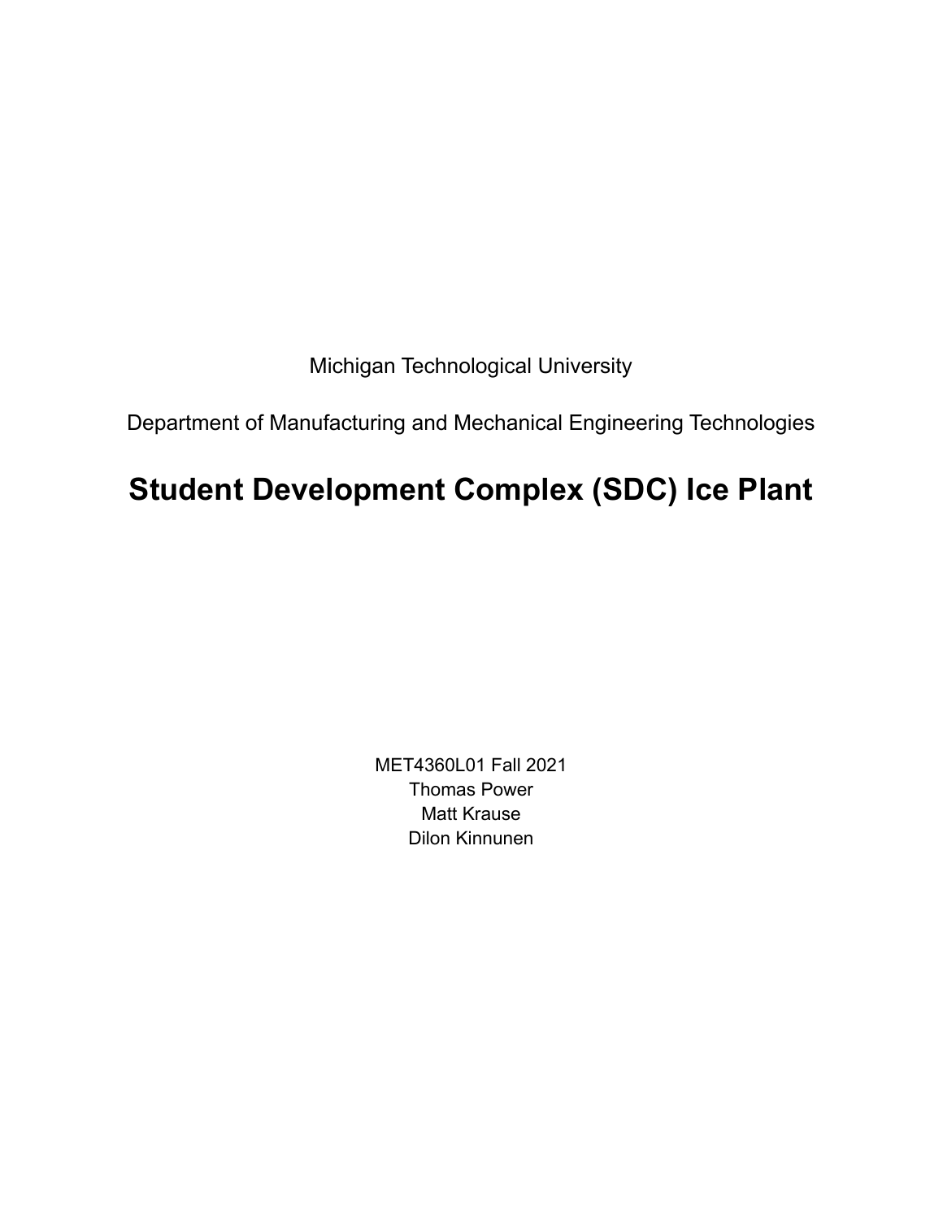Michigan Technological University

Department of Manufacturing and Mechanical Engineering Technologies

# Student Development Complex (SDC) Ice Plant

MET4360L01 Fall 2021
Thomas Power
Matt Krause
Dilon Kinnunen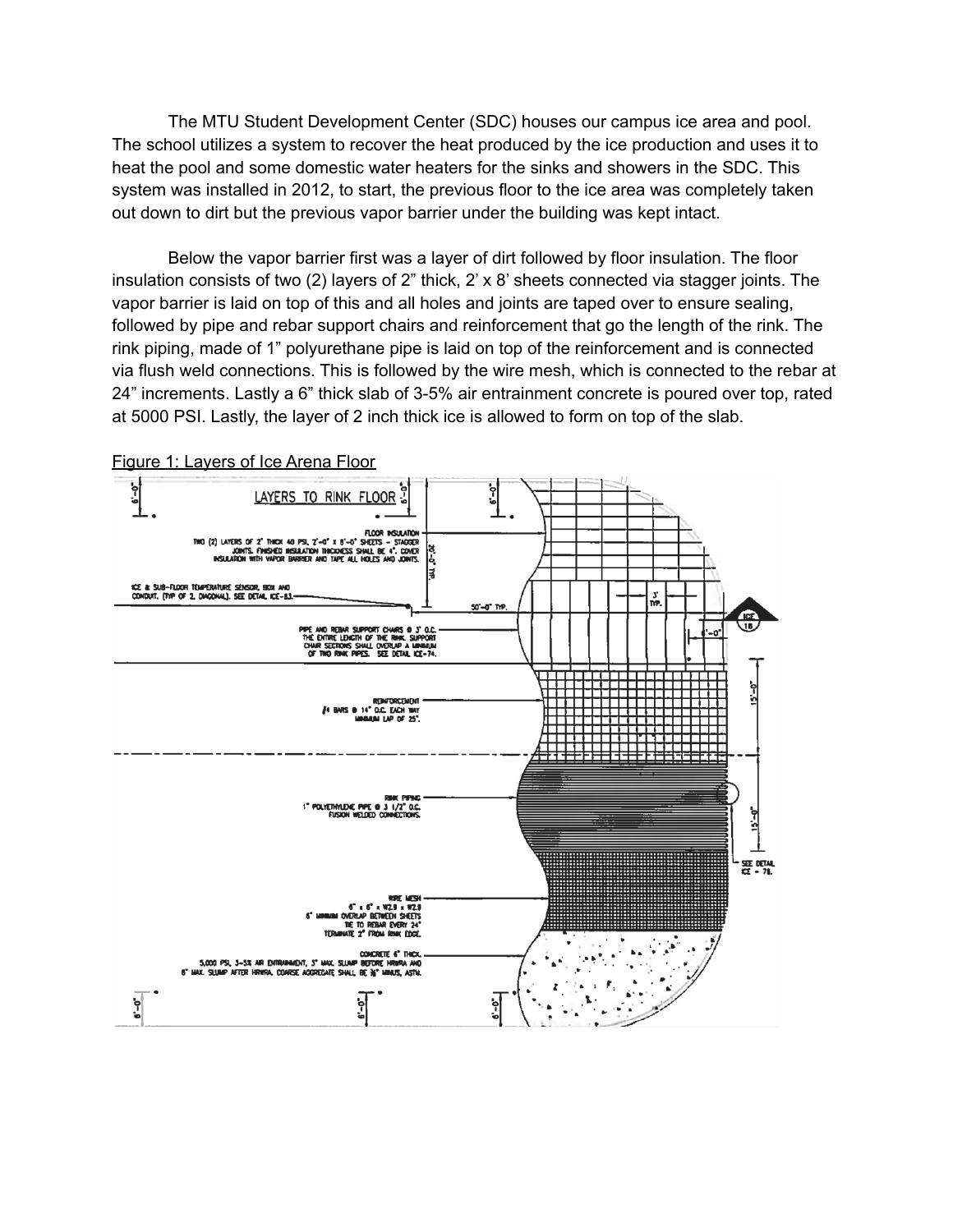The MTU Student Development Center (SDC) houses our campus ice area and pool. The school utilizes a system to recover the heat produced by the ice production and uses it to heat the pool and some domestic water heaters for the sinks and showers in the SDC. This system was installed in 2012, to start, the previous floor to the ice area was completely taken out down to dirt but the previous vapor barrier under the building was kept intact.

Below the vapor barrier first was a layer of dirt followed by floor insulation. The floor insulation consists of two (2) layers of 2" thick, 2' x 8' sheets connected via stagger joints. The vapor barrier is laid on top of this and all holes and joints are taped over to ensure sealing, followed by pipe and rebar support chairs and reinforcement that go the length of the rink. The rink piping, made of 1" polyurethane pipe is laid on top of the reinforcement and is connected via flush weld connections. This is followed by the wire mesh, which is connected to the rebar at 24" increments. Lastly a 6" thick slab of 3-5% air entrainment concrete is poured over top, rated at 5000 PSI. Lastly, the layer of 2 inch thick ice is allowed to form on top of the slab.

Figure 1: Layers of Ice Arena Floor

LAYERS TO RINK FLOOR

FLOOR INSULATION
TWO (2) LAYERS OF 2" THICK 40 PSI, 2'-0" x 8'-0" SHEETS – STAGGER JOINTS. FINISHED INSULATION THICKNESS SHALL BE 4". COVER INSULATION WITH VAPOR BARRIER AND TAPE ALL HOLES AND JOINTS.

ICE & SUB-FLOOR TEMPERATURE SENSOR, BOX AND CONDUIT. (TYP OF 2, DIAGONAL). SEE DETAIL ICE-83.

PIPE AND REBAR SUPPORT CHAIRS @ 3' O.C. THE ENTIRE LENGTH OF THE RINK. SUPPORT CHAIR SECTIONS SHALL OVERLAP A MINIMUM OF TWO RINK PIPES. SEE DETAIL ICE-74.

REINFORCEMENT
#4 BARS @ 14" O.C. EACH WAY MINIMUM LAP OF 25".

RINK PIPING
1" POLYETHYLENE PIPE @ 3 1/2" O.C. FUSION WELDED CONNECTIONS.

WIRE MESH
6" x 6" x W2.9 x W2.9
6" MINIMUM OVERLAP BETWEEN SHEETS
TIE TO REBAR EVERY 24"
TERMINATE 2" FROM RINK EDGE.

CONCRETE 6" THICK,
5,000 PSI, 3-5% AIR ENTRAINMENT, 3" MAX. SLUMP BEFORE HRWRA AND 8" MAX. SLUMP AFTER HRWRA. COARSE AGGREGATE SHALL BE 3/4" MINUS, ASTM.

6'-0" | 20'-0" TYP. | 50'-0" TYP. | 3' TYP. | 1'-0" | 15'-0" | 15'-0" | SEE DETAIL ICE - 78. | ICE 18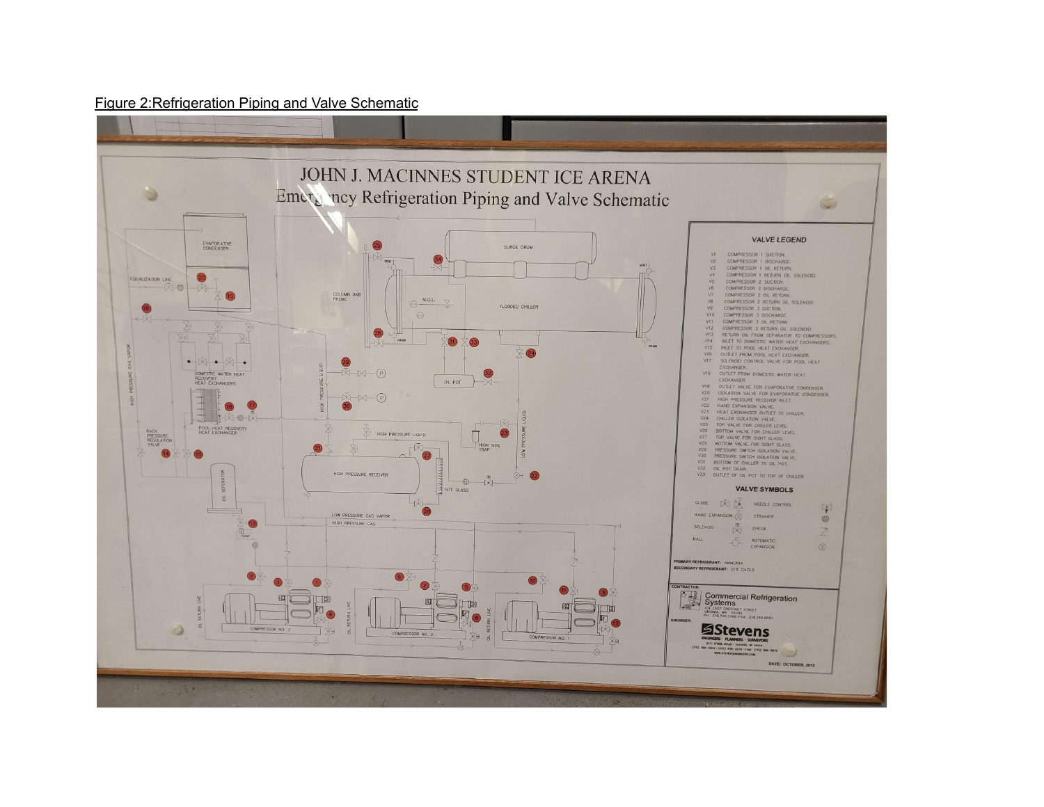Figure 2:Refrigeration Piping and Valve Schematic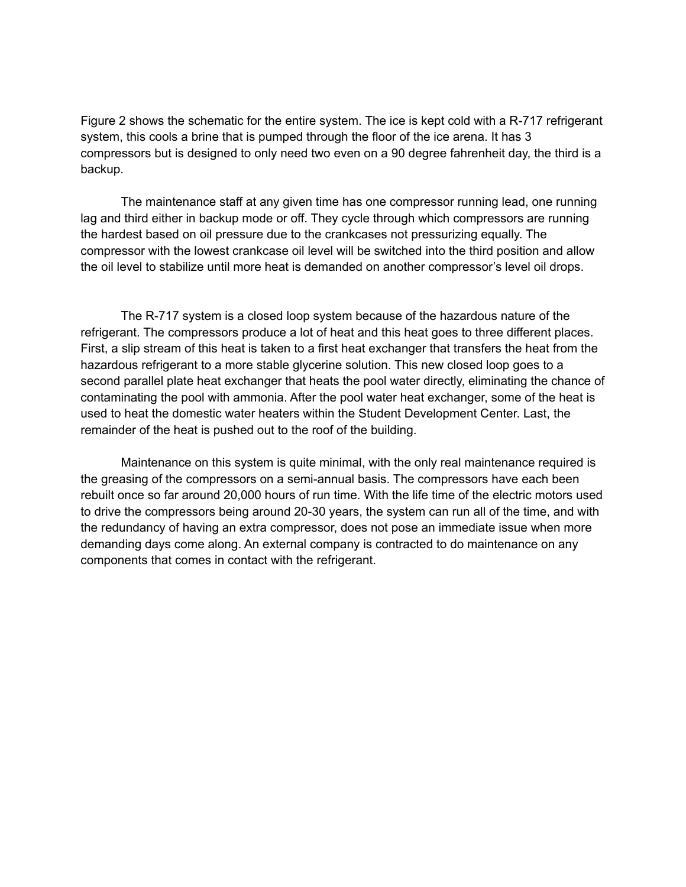Figure 2 shows the schematic for the entire system. The ice is kept cold with a R-717 refrigerant system, this cools a brine that is pumped through the floor of the ice arena. It has 3 compressors but is designed to only need two even on a 90 degree fahrenheit day, the third is a backup.

The maintenance staff at any given time has one compressor running lead, one running lag and third either in backup mode or off. They cycle through which compressors are running the hardest based on oil pressure due to the crankcases not pressurizing equally. The compressor with the lowest crankcase oil level will be switched into the third position and allow the oil level to stabilize until more heat is demanded on another compressor's level oil drops.

The R-717 system is a closed loop system because of the hazardous nature of the refrigerant. The compressors produce a lot of heat and this heat goes to three different places. First, a slip stream of this heat is taken to a first heat exchanger that transfers the heat from the hazardous refrigerant to a more stable glycerine solution. This new closed loop goes to a second parallel plate heat exchanger that heats the pool water directly, eliminating the chance of contaminating the pool with ammonia. After the pool water heat exchanger, some of the heat is used to heat the domestic water heaters within the Student Development Center. Last, the remainder of the heat is pushed out to the roof of the building.

Maintenance on this system is quite minimal, with the only real maintenance required is the greasing of the compressors on a semi-annual basis. The compressors have each been rebuilt once so far around 20,000 hours of run time. With the life time of the electric motors used to drive the compressors being around 20-30 years, the system can run all of the time, and with the redundancy of having an extra compressor, does not pose an immediate issue when more demanding days come along. An external company is contracted to do maintenance on any components that comes in contact with the refrigerant.